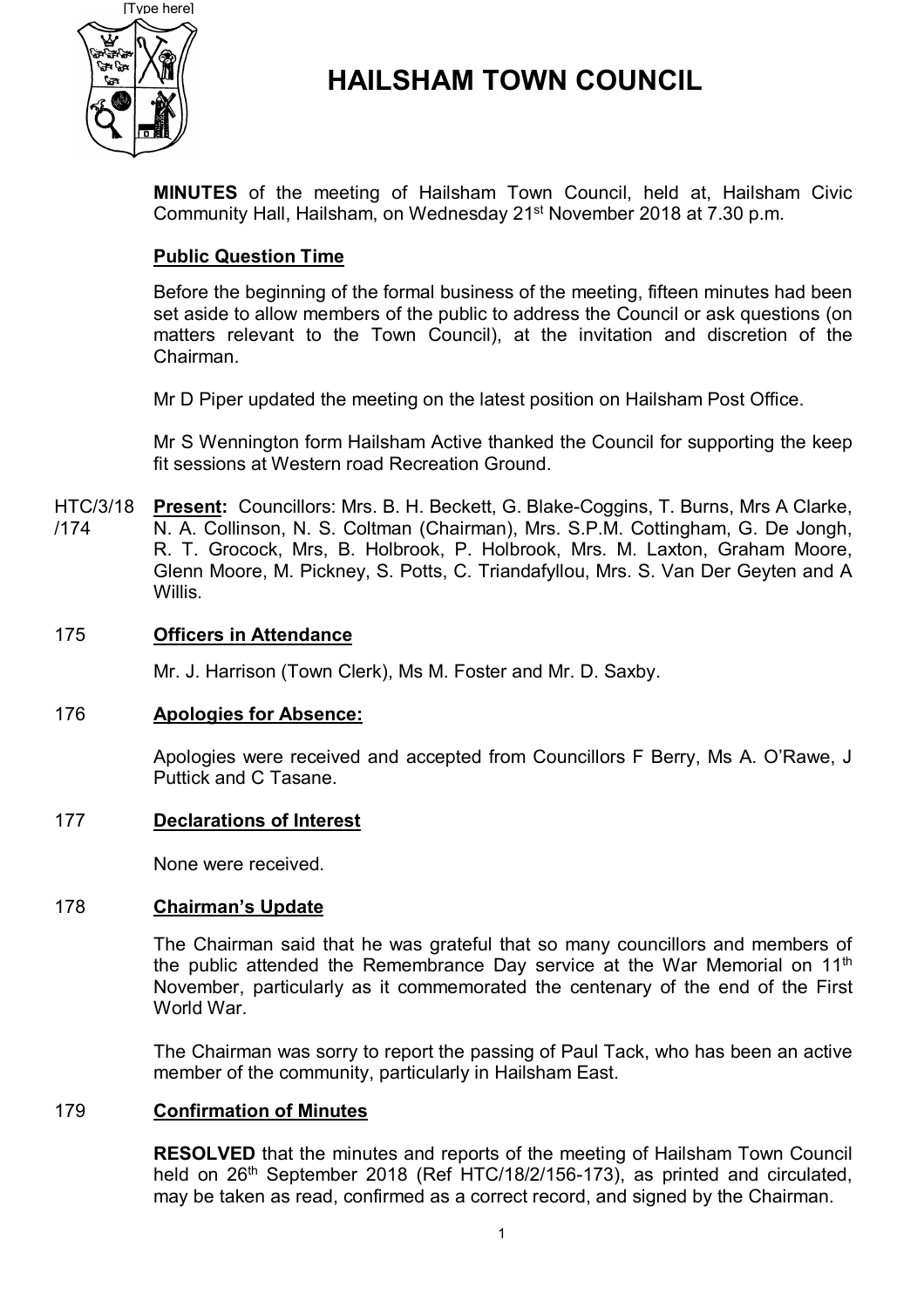# HAILSHAM TOWN COUNCIL

**MINUTES** of the meeting of Hailsham Town Council, held at, Hailsham Civic Community Hall, Hailsham, on Wednesday 21st November 2018 at 7.30 p.m.

## Public Question Time

Before the beginning of the formal business of the meeting, fifteen minutes had been set aside to allow members of the public to address the Council or ask questions (on matters relevant to the Town Council), at the invitation and discretion of the Chairman.

Mr D Piper updated the meeting on the latest position on Hailsham Post Office.

Mr S Wennington form Hailsham Active thanked the Council for supporting the keep fit sessions at Western road Recreation Ground.

HTC/3/18/174 **Present:** Councillors: Mrs. B. H. Beckett, G. Blake-Coggins, T. Burns, Mrs A Clarke, N. A. Collinson, N. S. Coltman (Chairman), Mrs. S.P.M. Cottingham, G. De Jongh, R. T. Grocock, Mrs, B. Holbrook, P. Holbrook, Mrs. M. Laxton, Graham Moore, Glenn Moore, M. Pickney, S. Potts, C. Triandafyllou, Mrs. S. Van Der Geyten and A Willis.

## 175 Officers in Attendance

Mr. J. Harrison (Town Clerk), Ms M. Foster and Mr. D. Saxby.

## 176 Apologies for Absence:

Apologies were received and accepted from Councillors F Berry, Ms A. O'Rawe, J Puttick and C Tasane.

## 177 Declarations of Interest

None were received.

## 178 Chairman's Update

The Chairman said that he was grateful that so many councillors and members of the public attended the Remembrance Day service at the War Memorial on 11th November, particularly as it commemorated the centenary of the end of the First World War.

The Chairman was sorry to report the passing of Paul Tack, who has been an active member of the community, particularly in Hailsham East.

## 179 Confirmation of Minutes

**RESOLVED** that the minutes and reports of the meeting of Hailsham Town Council held on 26th September 2018 (Ref HTC/18/2/156-173), as printed and circulated, may be taken as read, confirmed as a correct record, and signed by the Chairman.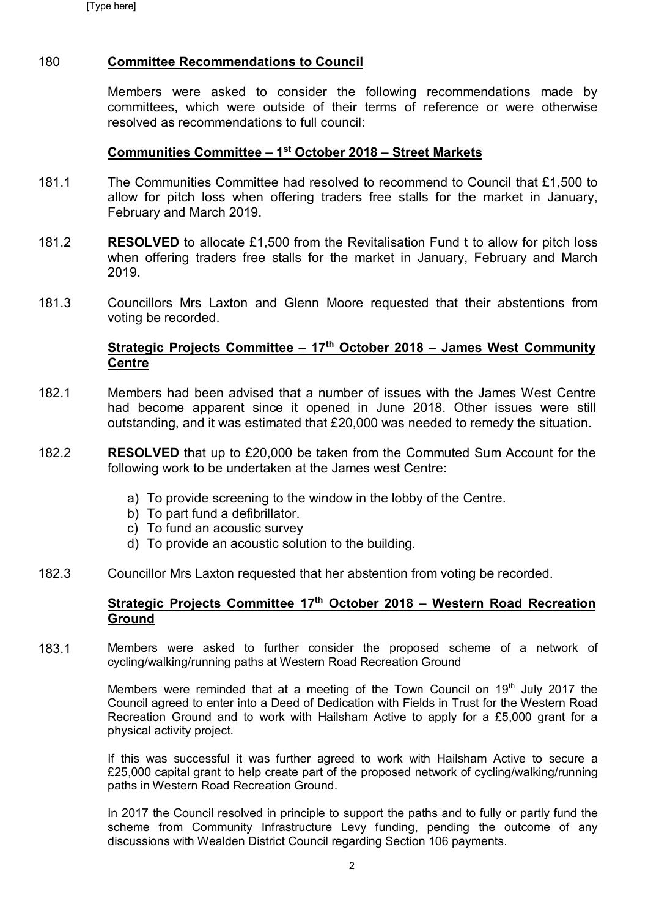180 **Committee Recommendations to Council**

Members were asked to consider the following recommendations made by committees, which were outside of their terms of reference or were otherwise resolved as recommendations to full council:

**Communities Committee – 1st October 2018 – Street Markets**

181.1 The Communities Committee had resolved to recommend to Council that £1,500 to allow for pitch loss when offering traders free stalls for the market in January, February and March 2019.

181.2 **RESOLVED** to allocate £1,500 from the Revitalisation Fund t to allow for pitch loss when offering traders free stalls for the market in January, February and March 2019.

181.3 Councillors Mrs Laxton and Glenn Moore requested that their abstentions from voting be recorded.

**Strategic Projects Committee – 17th October 2018 – James West Community Centre**

182.1 Members had been advised that a number of issues with the James West Centre had become apparent since it opened in June 2018. Other issues were still outstanding, and it was estimated that £20,000 was needed to remedy the situation.

182.2 **RESOLVED** that up to £20,000 be taken from the Commuted Sum Account for the following work to be undertaken at the James west Centre:

a) To provide screening to the window in the lobby of the Centre.
b) To part fund a defibrillator.
c) To fund an acoustic survey
d) To provide an acoustic solution to the building.

182.3 Councillor Mrs Laxton requested that her abstention from voting be recorded.

**Strategic Projects Committee 17th October 2018 – Western Road Recreation Ground**

183.1 Members were asked to further consider the proposed scheme of a network of cycling/walking/running paths at Western Road Recreation Ground

Members were reminded that at a meeting of the Town Council on 19th July 2017 the Council agreed to enter into a Deed of Dedication with Fields in Trust for the Western Road Recreation Ground and to work with Hailsham Active to apply for a £5,000 grant for a physical activity project.

If this was successful it was further agreed to work with Hailsham Active to secure a £25,000 capital grant to help create part of the proposed network of cycling/walking/running paths in Western Road Recreation Ground.

In 2017 the Council resolved in principle to support the paths and to fully or partly fund the scheme from Community Infrastructure Levy funding, pending the outcome of any discussions with Wealden District Council regarding Section 106 payments.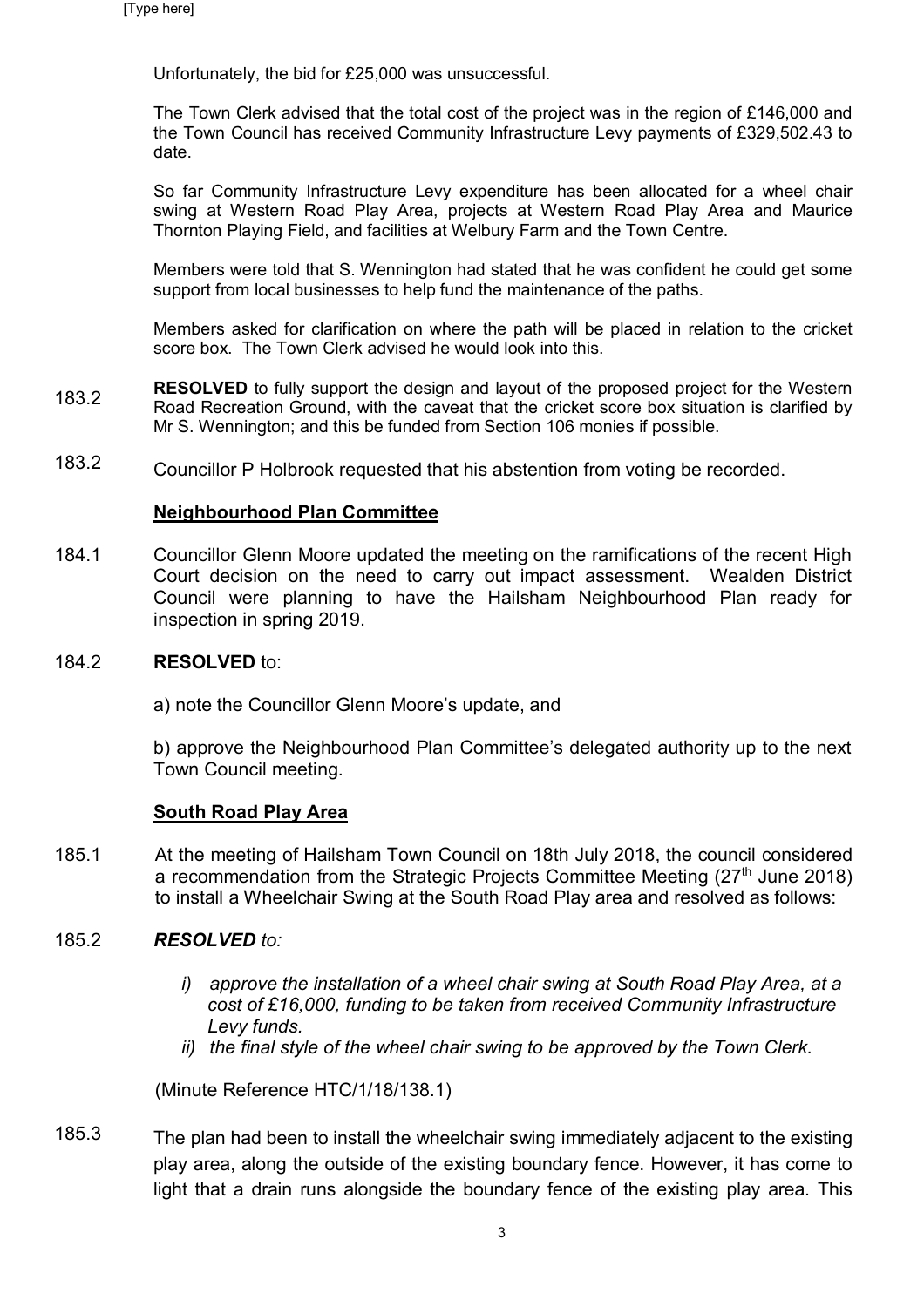Unfortunately, the bid for £25,000 was unsuccessful.

The Town Clerk advised that the total cost of the project was in the region of £146,000 and the Town Council has received Community Infrastructure Levy payments of £329,502.43 to date.

So far Community Infrastructure Levy expenditure has been allocated for a wheel chair swing at Western Road Play Area, projects at Western Road Play Area and Maurice Thornton Playing Field, and facilities at Welbury Farm and the Town Centre.

Members were told that S. Wennington had stated that he was confident he could get some support from local businesses to help fund the maintenance of the paths.

Members asked for clarification on where the path will be placed in relation to the cricket score box. The Town Clerk advised he would look into this.

183.2 **RESOLVED** to fully support the design and layout of the proposed project for the Western Road Recreation Ground, with the caveat that the cricket score box situation is clarified by Mr S. Wennington; and this be funded from Section 106 monies if possible.

183.2 Councillor P Holbrook requested that his abstention from voting be recorded.

**Neighbourhood Plan Committee**

184.1 Councillor Glenn Moore updated the meeting on the ramifications of the recent High Court decision on the need to carry out impact assessment. Wealden District Council were planning to have the Hailsham Neighbourhood Plan ready for inspection in spring 2019.

184.2 **RESOLVED** to:

a) note the Councillor Glenn Moore's update, and

b) approve the Neighbourhood Plan Committee's delegated authority up to the next Town Council meeting.

**South Road Play Area**

185.1 At the meeting of Hailsham Town Council on 18th July 2018, the council considered a recommendation from the Strategic Projects Committee Meeting (27th June 2018) to install a Wheelchair Swing at the South Road Play area and resolved as follows:

185.2 ***RESOLVED** to:*

- *i) approve the installation of a wheel chair swing at South Road Play Area, at a cost of £16,000, funding to be taken from received Community Infrastructure Levy funds.*
- *ii) the final style of the wheel chair swing to be approved by the Town Clerk.*

(Minute Reference HTC/1/18/138.1)

185.3 The plan had been to install the wheelchair swing immediately adjacent to the existing play area, along the outside of the existing boundary fence. However, it has come to light that a drain runs alongside the boundary fence of the existing play area. This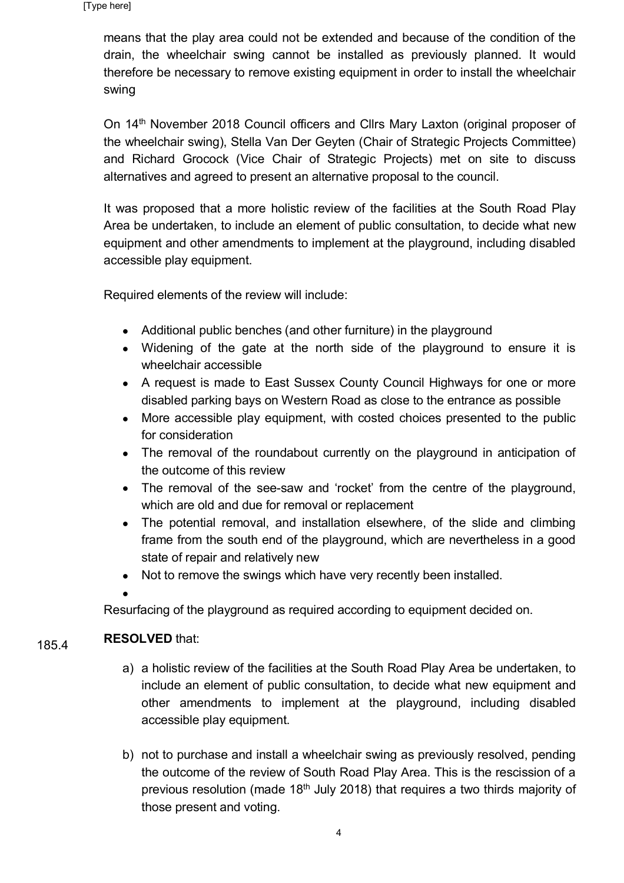means that the play area could not be extended and because of the condition of the drain, the wheelchair swing cannot be installed as previously planned. It would therefore be necessary to remove existing equipment in order to install the wheelchair swing

On 14th November 2018 Council officers and Cllrs Mary Laxton (original proposer of the wheelchair swing), Stella Van Der Geyten (Chair of Strategic Projects Committee) and Richard Grocock (Vice Chair of Strategic Projects) met on site to discuss alternatives and agreed to present an alternative proposal to the council.

It was proposed that a more holistic review of the facilities at the South Road Play Area be undertaken, to include an element of public consultation, to decide what new equipment and other amendments to implement at the playground, including disabled accessible play equipment.

Required elements of the review will include:

- Additional public benches (and other furniture) in the playground
- Widening of the gate at the north side of the playground to ensure it is wheelchair accessible
- A request is made to East Sussex County Council Highways for one or more disabled parking bays on Western Road as close to the entrance as possible
- More accessible play equipment, with costed choices presented to the public for consideration
- The removal of the roundabout currently on the playground in anticipation of the outcome of this review
- The removal of the see-saw and 'rocket' from the centre of the playground, which are old and due for removal or replacement
- The potential removal, and installation elsewhere, of the slide and climbing frame from the south end of the playground, which are nevertheless in a good state of repair and relatively new
- Not to remove the swings which have very recently been installed.

Resurfacing of the playground as required according to equipment decided on.

185.4 **RESOLVED** that:

a) a holistic review of the facilities at the South Road Play Area be undertaken, to include an element of public consultation, to decide what new equipment and other amendments to implement at the playground, including disabled accessible play equipment.

b) not to purchase and install a wheelchair swing as previously resolved, pending the outcome of the review of South Road Play Area. This is the rescission of a previous resolution (made 18th July 2018) that requires a two thirds majority of those present and voting.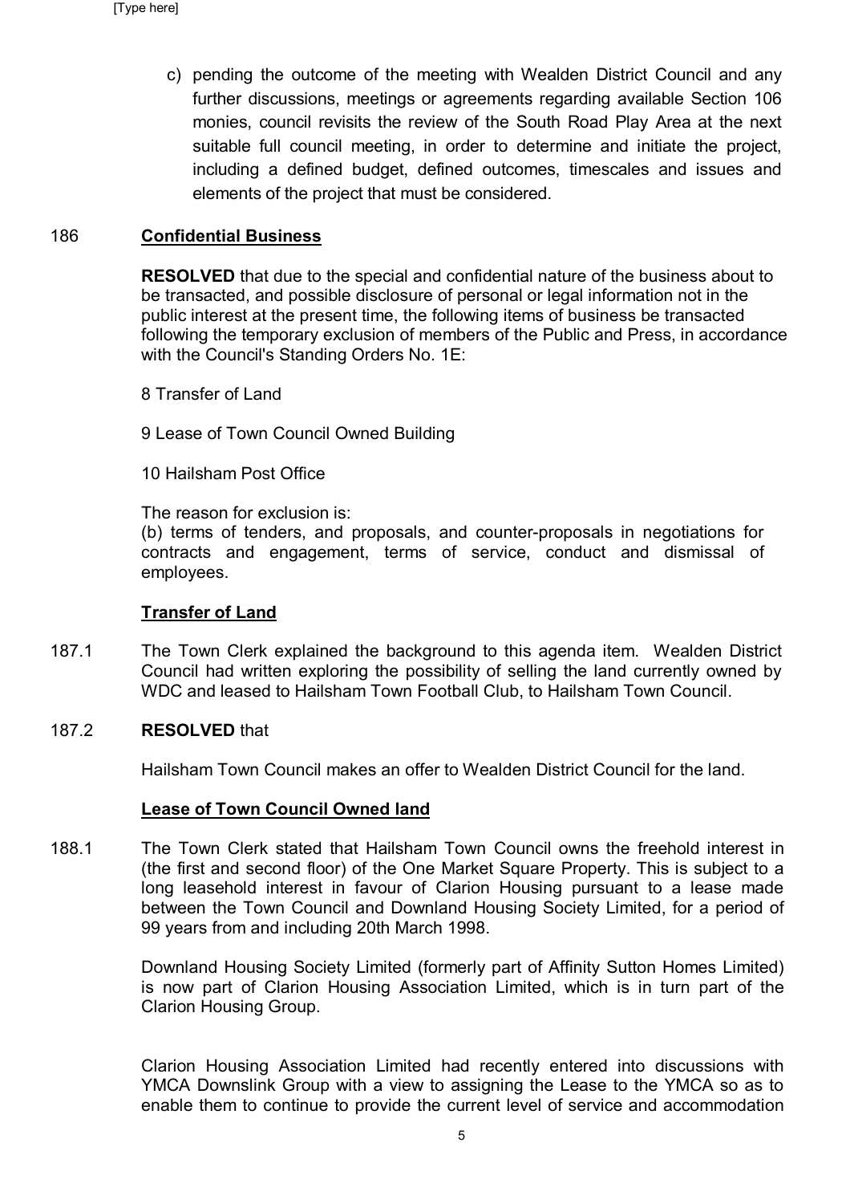c) pending the outcome of the meeting with Wealden District Council and any further discussions, meetings or agreements regarding available Section 106 monies, council revisits the review of the South Road Play Area at the next suitable full council meeting, in order to determine and initiate the project, including a defined budget, defined outcomes, timescales and issues and elements of the project that must be considered.

186 **Confidential Business**

**RESOLVED** that due to the special and confidential nature of the business about to be transacted, and possible disclosure of personal or legal information not in the public interest at the present time, the following items of business be transacted following the temporary exclusion of members of the Public and Press, in accordance with the Council's Standing Orders No. 1E:

8 Transfer of Land

9 Lease of Town Council Owned Building

10 Hailsham Post Office

The reason for exclusion is:
(b) terms of tenders, and proposals, and counter-proposals in negotiations for contracts and engagement, terms of service, conduct and dismissal of employees.

**Transfer of Land**

187.1 The Town Clerk explained the background to this agenda item. Wealden District Council had written exploring the possibility of selling the land currently owned by WDC and leased to Hailsham Town Football Club, to Hailsham Town Council.

187.2 **RESOLVED** that

Hailsham Town Council makes an offer to Wealden District Council for the land.

**Lease of Town Council Owned land**

188.1 The Town Clerk stated that Hailsham Town Council owns the freehold interest in (the first and second floor) of the One Market Square Property. This is subject to a long leasehold interest in favour of Clarion Housing pursuant to a lease made between the Town Council and Downland Housing Society Limited, for a period of 99 years from and including 20th March 1998.

Downland Housing Society Limited (formerly part of Affinity Sutton Homes Limited) is now part of Clarion Housing Association Limited, which is in turn part of the Clarion Housing Group.

Clarion Housing Association Limited had recently entered into discussions with YMCA Downslink Group with a view to assigning the Lease to the YMCA so as to enable them to continue to provide the current level of service and accommodation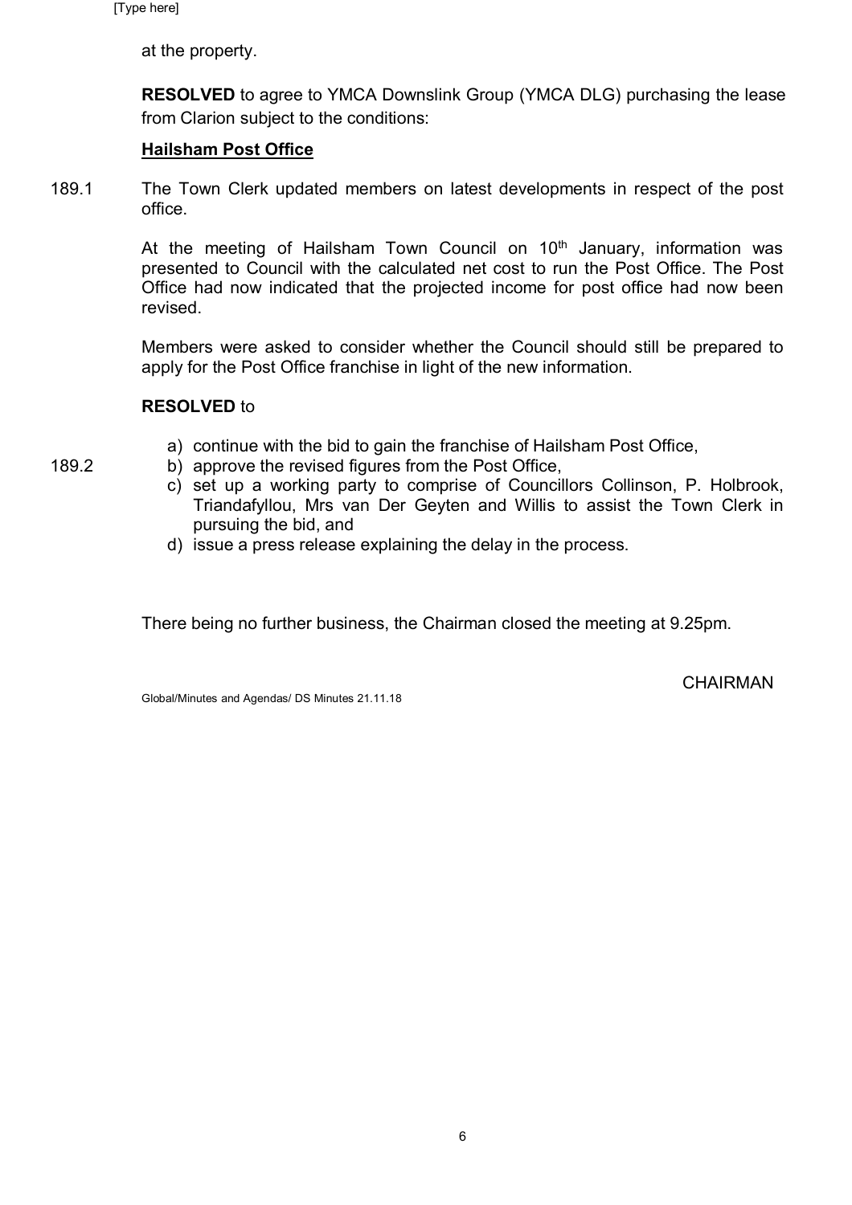at the property.

**RESOLVED** to agree to YMCA Downslink Group (YMCA DLG) purchasing the lease from Clarion subject to the conditions:

**Hailsham Post Office**

189.1 The Town Clerk updated members on latest developments in respect of the post office.

At the meeting of Hailsham Town Council on 10th January, information was presented to Council with the calculated net cost to run the Post Office. The Post Office had now indicated that the projected income for post office had now been revised.

Members were asked to consider whether the Council should still be prepared to apply for the Post Office franchise in light of the new information.

189.2 **RESOLVED** to

a) continue with the bid to gain the franchise of Hailsham Post Office,
b) approve the revised figures from the Post Office,
c) set up a working party to comprise of Councillors Collinson, P. Holbrook, Triandafyllou, Mrs van Der Geyten and Willis to assist the Town Clerk in pursuing the bid, and
d) issue a press release explaining the delay in the process.

There being no further business, the Chairman closed the meeting at 9.25pm.

CHAIRMAN

Global/Minutes and Agendas/ DS Minutes 21.11.18